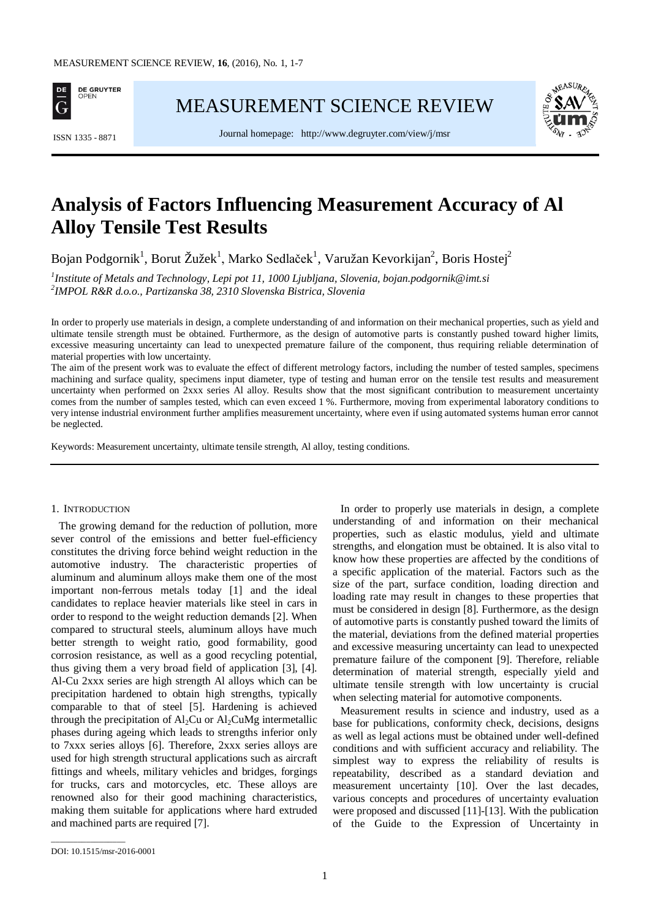# Analysis of Factors Influencing Measurement Accuracy of Al Alloy Tensile Test Results

Bojan Podgornik[1], Borut Žužek[1], Marko Sedlaček[1], Varužan Kevorkijan[2], Boris Hostej[2]

*[1]Institute of Metals and Technology, Lepi pot 11, 1000 Ljubljana, Slovenia, bojan.podgornik@imt.si*
*[2]IMPOL R&R d.o.o., Partizanska 38, 2310 Slovenska Bistrica, Slovenia*

In order to properly use materials in design, a complete understanding of and information on their mechanical properties, such as yield and ultimate tensile strength must be obtained. Furthermore, as the design of automotive parts is constantly pushed toward higher limits, excessive measuring uncertainty can lead to unexpected premature failure of the component, thus requiring reliable determination of material properties with low uncertainty.

The aim of the present work was to evaluate the effect of different metrology factors, including the number of tested samples, specimens machining and surface quality, specimens input diameter, type of testing and human error on the tensile test results and measurement uncertainty when performed on 2xxx series Al alloy. Results show that the most significant contribution to measurement uncertainty comes from the number of samples tested, which can even exceed 1 %. Furthermore, moving from experimental laboratory conditions to very intense industrial environment further amplifies measurement uncertainty, where even if using automated systems human error cannot be neglected.

Keywords: Measurement uncertainty, ultimate tensile strength, Al alloy, testing conditions.

## 1. Introduction

The growing demand for the reduction of pollution, more sever control of the emissions and better fuel-efficiency constitutes the driving force behind weight reduction in the automotive industry. The characteristic properties of aluminum and aluminum alloys make them one of the most important non-ferrous metals today [1] and the ideal candidates to replace heavier materials like steel in cars in order to respond to the weight reduction demands [2]. When compared to structural steels, aluminum alloys have much better strength to weight ratio, good formability, good corrosion resistance, as well as a good recycling potential, thus giving them a very broad field of application [3], [4]. Al-Cu 2xxx series are high strength Al alloys which can be precipitation hardened to obtain high strengths, typically comparable to that of steel [5]. Hardening is achieved through the precipitation of $Al_2Cu$ or $Al_2CuMg$ intermetallic phases during ageing which leads to strengths inferior only to 7xxx series alloys [6]. Therefore, 2xxx series alloys are used for high strength structural applications such as aircraft fittings and wheels, military vehicles and bridges, forgings for trucks, cars and motorcycles, etc. These alloys are renowned also for their good machining characteristics, making them suitable for applications where hard extruded and machined parts are required [7].

In order to properly use materials in design, a complete understanding of and information on their mechanical properties, such as elastic modulus, yield and ultimate strengths, and elongation must be obtained. It is also vital to know how these properties are affected by the conditions of a specific application of the material. Factors such as the size of the part, surface condition, loading direction and loading rate may result in changes to these properties that must be considered in design [8]. Furthermore, as the design of automotive parts is constantly pushed toward the limits of the material, deviations from the defined material properties and excessive measuring uncertainty can lead to unexpected premature failure of the component [9]. Therefore, reliable determination of material strength, especially yield and ultimate tensile strength with low uncertainty is crucial when selecting material for automotive components.

Measurement results in science and industry, used as a base for publications, conformity check, decisions, designs as well as legal actions must be obtained under well-defined conditions and with sufficient accuracy and reliability. The simplest way to express the reliability of results is repeatability, described as a standard deviation and measurement uncertainty [10]. Over the last decades, various concepts and procedures of uncertainty evaluation were proposed and discussed [11]-[13]. With the publication of the Guide to the Expression of Uncertainty in

DOI: 10.1515/msr-2016-0001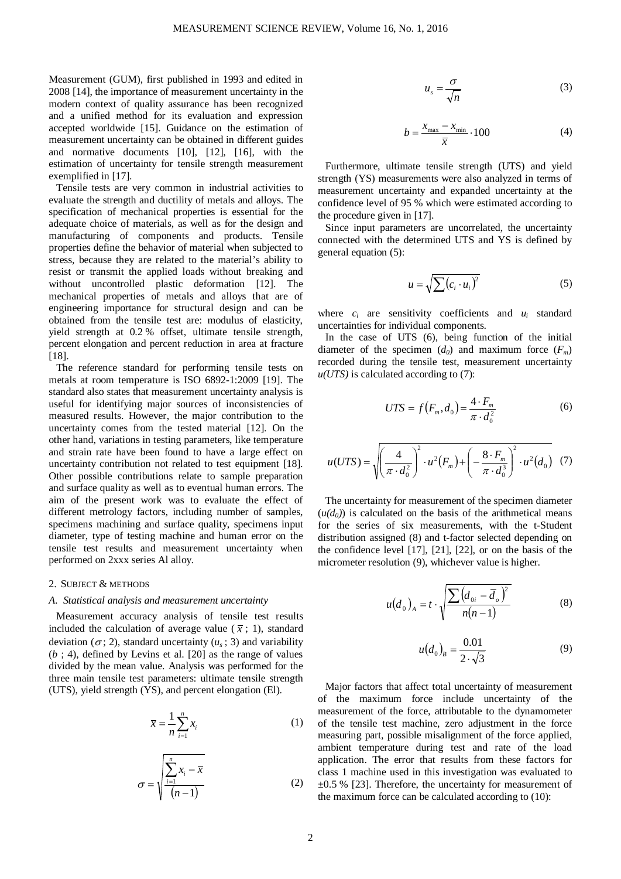Measurement (GUM), first published in 1993 and edited in 2008 [14], the importance of measurement uncertainty in the modern context of quality assurance has been recognized and a unified method for its evaluation and expression accepted worldwide [15]. Guidance on the estimation of measurement uncertainty can be obtained in different guides and normative documents [10], [12], [16], with the estimation of uncertainty for tensile strength measurement exemplified in [17].

Tensile tests are very common in industrial activities to evaluate the strength and ductility of metals and alloys. The specification of mechanical properties is essential for the adequate choice of materials, as well as for the design and manufacturing of components and products. Tensile properties define the behavior of material when subjected to stress, because they are related to the material's ability to resist or transmit the applied loads without breaking and without uncontrolled plastic deformation [12]. The mechanical properties of metals and alloys that are of engineering importance for structural design and can be obtained from the tensile test are: modulus of elasticity, yield strength at 0.2 % offset, ultimate tensile strength, percent elongation and percent reduction in area at fracture [18].

The reference standard for performing tensile tests on metals at room temperature is ISO 6892-1:2009 [19]. The standard also states that measurement uncertainty analysis is useful for identifying major sources of inconsistencies of measured results. However, the major contribution to the uncertainty comes from the tested material [12]. On the other hand, variations in testing parameters, like temperature and strain rate have been found to have a large effect on uncertainty contribution not related to test equipment [18]. Other possible contributions relate to sample preparation and surface quality as well as to eventual human errors. The aim of the present work was to evaluate the effect of different metrology factors, including number of samples, specimens machining and surface quality, specimens input diameter, type of testing machine and human error on the tensile test results and measurement uncertainty when performed on 2xxx series Al alloy.

## 2. Subject & methods

### A. Statistical analysis and measurement uncertainty

Measurement accuracy analysis of tensile test results included the calculation of average value ($\bar{x}$ ; 1), standard deviation ($\sigma$; 2), standard uncertainty ($u_s$ ; 3) and variability ($b$ ; 4), defined by Levins et al. [20] as the range of values divided by the mean value. Analysis was performed for the three main tensile test parameters: ultimate tensile strength (UTS), yield strength (YS), and percent elongation (El).

$$\bar{x} = \frac{1}{n}\sum_{i=1}^{n} x_i \tag{1}$$

$$\sigma = \sqrt{\frac{\sum_{i=1}^{n} x_i - \bar{x}}{(n-1)}} \tag{2}$$

$$u_s = \frac{\sigma}{\sqrt{n}} \tag{3}$$

$$b = \frac{x_{\max} - x_{\min}}{\bar{x}} \cdot 100 \tag{4}$$

Furthermore, ultimate tensile strength (UTS) and yield strength (YS) measurements were also analyzed in terms of measurement uncertainty and expanded uncertainty at the confidence level of 95 % which were estimated according to the procedure given in [17].

Since input parameters are uncorrelated, the uncertainty connected with the determined UTS and YS is defined by general equation (5):

$$u = \sqrt{\sum (c_i \cdot u_i)^2} \tag{5}$$

where $c_i$ are sensitivity coefficients and $u_i$ standard uncertainties for individual components.

In the case of UTS (6), being function of the initial diameter of the specimen ($d_0$) and maximum force ($F_m$) recorded during the tensile test, measurement uncertainty *u(UTS)* is calculated according to (7):

$$UTS = f(F_m, d_0) = \frac{4 \cdot F_m}{\pi \cdot d_0^2} \tag{6}$$

$$u(UTS) = \sqrt{\left(\frac{4}{\pi \cdot d_0^2}\right)^2 \cdot u^2(F_m) + \left(-\frac{8 \cdot F_m}{\pi \cdot d_0^3}\right)^2 \cdot u^2(d_0)} \tag{7}$$

The uncertainty for measurement of the specimen diameter ($u(d_0)$) is calculated on the basis of the arithmetical means for the series of six measurements, with the t-Student distribution assigned (8) and t-factor selected depending on the confidence level [17], [21], [22], or on the basis of the micrometer resolution (9), whichever value is higher.

$$u(d_0)_A = t \cdot \sqrt{\frac{\sum (d_{0i} - \bar{d}_o)^2}{n(n-1)}} \tag{8}$$

$$u(d_0)_B = \frac{0.01}{2 \cdot \sqrt{3}} \tag{9}$$

Major factors that affect total uncertainty of measurement of the maximum force include uncertainty of the measurement of the force, attributable to the dynamometer of the tensile test machine, zero adjustment in the force measuring part, possible misalignment of the force applied, ambient temperature during test and rate of the load application. The error that results from these factors for class 1 machine used in this investigation was evaluated to ±0.5 % [23]. Therefore, the uncertainty for measurement of the maximum force can be calculated according to (10):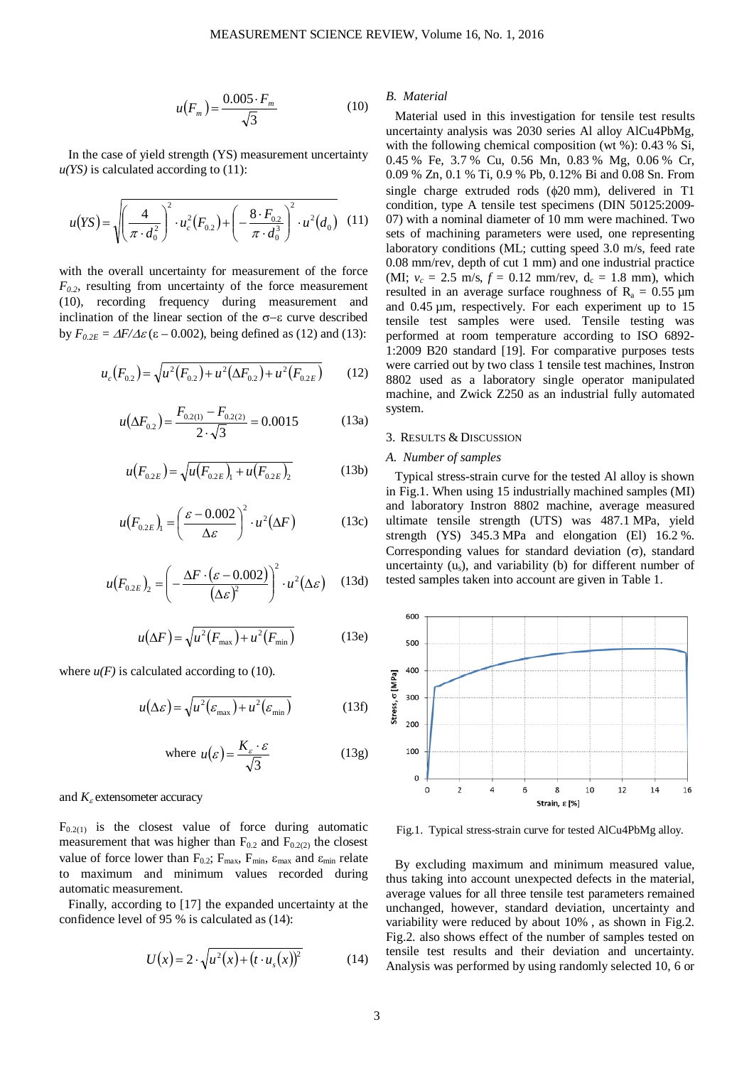$$u(F_m) = \frac{0.005 \cdot F_m}{\sqrt{3}} \qquad (10)$$

In the case of yield strength (YS) measurement uncertainty *u(YS)* is calculated according to (11):

$$u(YS) = \sqrt{\left(\frac{4}{\pi \cdot d_0^2}\right)^2 \cdot u_c^2(F_{0.2}) + \left(-\frac{8 \cdot F_{0.2}}{\pi \cdot d_0^3}\right)^2 \cdot u^2(d_0)} \qquad (11)$$

with the overall uncertainty for measurement of the force $F_{0.2}$, resulting from uncertainty of the force measurement (10), recording frequency during measurement and inclination of the linear section of the σ–ε curve described by $F_{0.2E} = \Delta F/\Delta\varepsilon\,(\varepsilon - 0.002)$, being defined as (12) and (13):

$$u_c(F_{0.2}) = \sqrt{u^2(F_{0.2}) + u^2(\Delta F_{0.2}) + u^2(F_{0.2E})} \qquad (12)$$

$$u(\Delta F_{0.2}) = \frac{F_{0.2(1)} - F_{0.2(2)}}{2 \cdot \sqrt{3}} = 0.0015 \qquad (13a)$$

$$u(F_{0.2E}) = \sqrt{u(F_{0.2E})_1 + u(F_{0.2E})_2} \qquad (13b)$$

$$u(F_{0.2E})_1 = \left(\frac{\varepsilon - 0.002}{\Delta\varepsilon}\right)^2 \cdot u^2(\Delta F) \qquad (13c)$$

$$u(F_{0.2E})_2 = \left(-\frac{\Delta F \cdot (\varepsilon - 0.002)}{(\Delta\varepsilon)^2}\right)^2 \cdot u^2(\Delta\varepsilon) \qquad (13d)$$

$$u(\Delta F) = \sqrt{u^2(F_{max}) + u^2(F_{min})} \qquad (13e)$$

where *u(F)* is calculated according to (10).

$$u(\Delta\varepsilon) = \sqrt{u^2(\varepsilon_{max}) + u^2(\varepsilon_{min})} \qquad (13f)$$

$$\text{where } u(\varepsilon) = \frac{K_\varepsilon \cdot \varepsilon}{\sqrt{3}} \qquad (13g)$$

and $K_\varepsilon$ extensometer accuracy

$F_{0.2(1)}$ is the closest value of force during automatic measurement that was higher than $F_{0.2}$ and $F_{0.2(2)}$ the closest value of force lower than $F_{0.2}$; $F_{max}$, $F_{min}$, $\varepsilon_{max}$ and $\varepsilon_{min}$ relate to maximum and minimum values recorded during automatic measurement.

Finally, according to [17] the expanded uncertainty at the confidence level of 95 % is calculated as (14):

$$U(x) = 2 \cdot \sqrt{u^2(x) + (t \cdot u_s(x))^2} \qquad (14)$$

### *B. Material*

Material used in this investigation for tensile test results uncertainty analysis was 2030 series Al alloy AlCu4PbMg, with the following chemical composition (wt %): 0.43 % Si, 0.45 % Fe, 3.7 % Cu, 0.56 Mn, 0.83 % Mg, 0.06 % Cr, 0.09 % Zn, 0.1 % Ti, 0.9 % Pb, 0.12% Bi and 0.08 Sn. From single charge extruded rods (ϕ20 mm), delivered in T1 condition, type A tensile test specimens (DIN 50125:2009-07) with a nominal diameter of 10 mm were machined. Two sets of machining parameters were used, one representing laboratory conditions (ML; cutting speed 3.0 m/s, feed rate 0.08 mm/rev, depth of cut 1 mm) and one industrial practice (MI; $v_c$ = 2.5 m/s, $f$ = 0.12 mm/rev, $d_c$ = 1.8 mm), which resulted in an average surface roughness of $R_a$ = 0.55 μm and 0.45 μm, respectively. For each experiment up to 15 tensile test samples were used. Tensile testing was performed at room temperature according to ISO 6892-1:2009 B20 standard [19]. For comparative purposes tests were carried out by two class 1 tensile test machines, Instron 8802 used as a laboratory single operator manipulated machine, and Zwick Z250 as an industrial fully automated system.

## 3. Results & Discussion

### *A. Number of samples*

Typical stress-strain curve for the tested Al alloy is shown in Fig.1. When using 15 industrially machined samples (MI) and laboratory Instron 8802 machine, average measured ultimate tensile strength (UTS) was 487.1 MPa, yield strength (YS) 345.3 MPa and elongation (El) 16.2 %. Corresponding values for standard deviation (σ), standard uncertainty ($u_s$), and variability (b) for different number of tested samples taken into account are given in Table 1.

Fig.1. Typical stress-strain curve for tested AlCu4PbMg alloy.

By excluding maximum and minimum measured value, thus taking into account unexpected defects in the material, average values for all three tensile test parameters remained unchanged, however, standard deviation, uncertainty and variability were reduced by about 10% , as shown in Fig.2. Fig.2. also shows effect of the number of samples tested on tensile test results and their deviation and uncertainty. Analysis was performed by using randomly selected 10, 6 or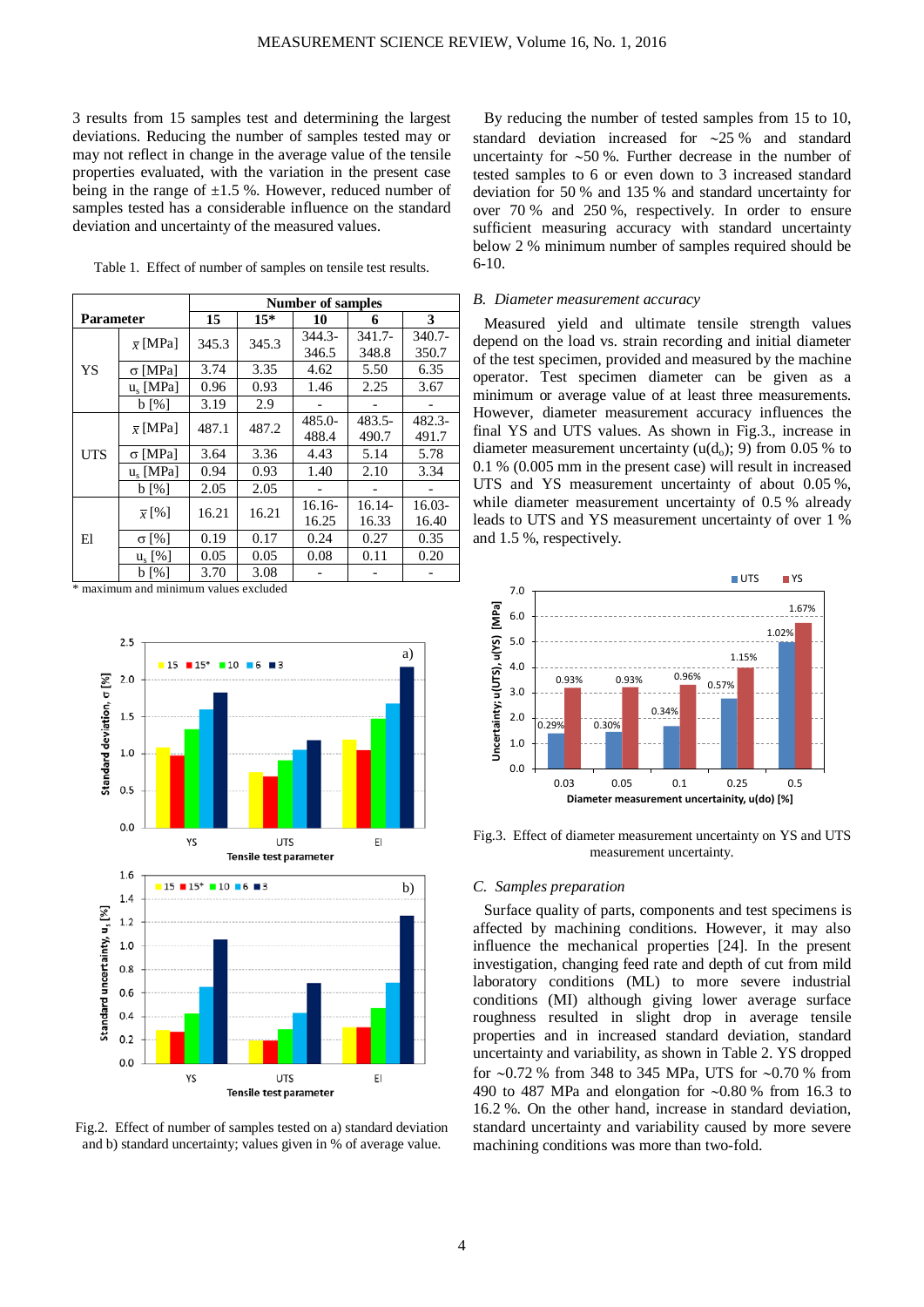3 results from 15 samples test and determining the largest deviations. Reducing the number of samples tested may or may not reflect in change in the average value of the tensile properties evaluated, with the variation in the present case being in the range of ±1.5 %. However, reduced number of samples tested has a considerable influence on the standard deviation and uncertainty of the measured values.

Table 1. Effect of number of samples on tensile test results.

| Parameter | | Number of samples | | | | |
|---|---|---|---|---|---|---|
| | | 15 | 15* | 10 | 6 | 3 |
| YS | $\bar{x}$ [MPa] | 345.3 | 345.3 | 344.3-346.5 | 341.7-348.8 | 340.7-350.7 |
| | σ [MPa] | 3.74 | 3.35 | 4.62 | 5.50 | 6.35 |
| | $u_s$ [MPa] | 0.96 | 0.93 | 1.46 | 2.25 | 3.67 |
| | b [%] | 3.19 | 2.9 | - | - | - |
| UTS | $\bar{x}$ [MPa] | 487.1 | 487.2 | 485.0-488.4 | 483.5-490.7 | 482.3-491.7 |
| | σ [MPa] | 3.64 | 3.36 | 4.43 | 5.14 | 5.78 |
| | $u_s$ [MPa] | 0.94 | 0.93 | 1.40 | 2.10 | 3.34 |
| | b [%] | 2.05 | 2.05 | - | - | - |
| El | $\bar{x}$ [%] | 16.21 | 16.21 | 16.16-16.25 | 16.14-16.33 | 16.03-16.40 |
| | σ [%] | 0.19 | 0.17 | 0.24 | 0.27 | 0.35 |
| | $u_s$ [%] | 0.05 | 0.05 | 0.08 | 0.11 | 0.20 |
| | b [%] | 3.70 | 3.08 | - | - | - |

\* maximum and minimum values excluded

Fig.2. Effect of number of samples tested on a) standard deviation and b) standard uncertainty; values given in % of average value.

By reducing the number of tested samples from 15 to 10, standard deviation increased for ~25 % and standard uncertainty for ~50 %. Further decrease in the number of tested samples to 6 or even down to 3 increased standard deviation for 50 % and 135 % and standard uncertainty for over 70 % and 250 %, respectively. In order to ensure sufficient measuring accuracy with standard uncertainty below 2 % minimum number of samples required should be 6-10.

### *B. Diameter measurement accuracy*

Measured yield and ultimate tensile strength values depend on the load vs. strain recording and initial diameter of the test specimen, provided and measured by the machine operator. Test specimen diameter can be given as a minimum or average value of at least three measurements. However, diameter measurement accuracy influences the final YS and UTS values. As shown in Fig.3., increase in diameter measurement uncertainty ($u(d_o)$; 9) from 0.05 % to 0.1 % (0.005 mm in the present case) will result in increased UTS and YS measurement uncertainty of about 0.05 %, while diameter measurement uncertainty of 0.5 % already leads to UTS and YS measurement uncertainty of over 1 % and 1.5 %, respectively.

Fig.3. Effect of diameter measurement uncertainty on YS and UTS measurement uncertainty.

### *C. Samples preparation*

Surface quality of parts, components and test specimens is affected by machining conditions. However, it may also influence the mechanical properties [24]. In the present investigation, changing feed rate and depth of cut from mild laboratory conditions (ML) to more severe industrial conditions (MI) although giving lower average surface roughness resulted in slight drop in average tensile properties and in increased standard deviation, standard uncertainty and variability, as shown in Table 2. YS dropped for ~0.72 % from 348 to 345 MPa, UTS for ~0.70 % from 490 to 487 MPa and elongation for ~0.80 % from 16.3 to 16.2 %. On the other hand, increase in standard deviation, standard uncertainty and variability caused by more severe machining conditions was more than two-fold.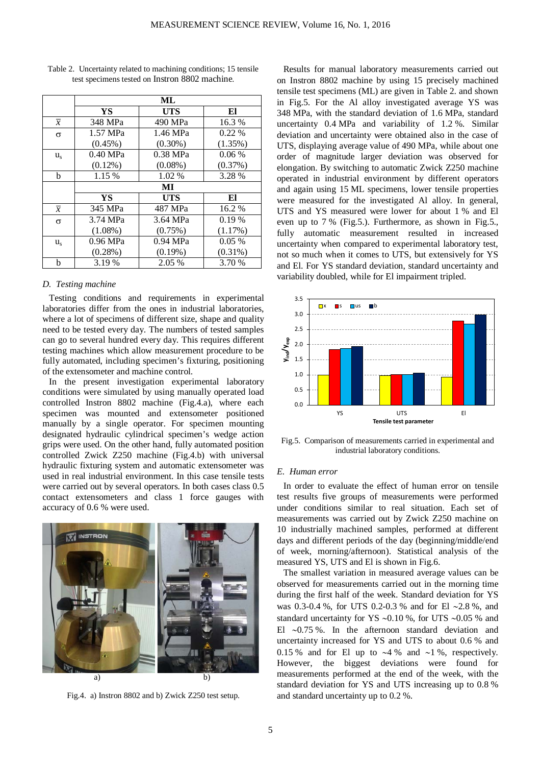Table 2. Uncertainty related to machining conditions; 15 tensile test specimens tested on Instron 8802 machine.

| | ML | | |
|---|---|---|---|
| | **YS** | **UTS** | **El** |
| $\bar{x}$ | 348 MPa | 490 MPa | 16.3 % |
| σ | 1.57 MPa (0.45%) | 1.46 MPa (0.30%) | 0.22 % (1.35%) |
| $u_s$ | 0.40 MPa (0.12%) | 0.38 MPa (0.08%) | 0.06 % (0.37%) |
| b | 1.15 % | 1.02 % | 3.28 % |
| | **MI** | | |
| | **YS** | **UTS** | **El** |
| $\bar{x}$ | 345 MPa | 487 MPa | 16.2 % |
| σ | 3.74 MPa (1.08%) | 3.64 MPa (0.75%) | 0.19 % (1.17%) |
| $u_s$ | 0.96 MPa (0.28%) | 0.94 MPa (0.19%) | 0.05 % (0.31%) |
| b | 3.19 % | 2.05 % | 3.70 % |

### *D. Testing machine*

Testing conditions and requirements in experimental laboratories differ from the ones in industrial laboratories, where a lot of specimens of different size, shape and quality need to be tested every day. The numbers of tested samples can go to several hundred every day. This requires different testing machines which allow measurement procedure to be fully automated, including specimen's fixturing, positioning of the extensometer and machine control.

In the present investigation experimental laboratory conditions were simulated by using manually operated load controlled Instron 8802 machine (Fig.4.a), where each specimen was mounted and extensometer positioned manually by a single operator. For specimen mounting designated hydraulic cylindrical specimen's wedge action grips were used. On the other hand, fully automated position controlled Zwick Z250 machine (Fig.4.b) with universal hydraulic fixturing system and automatic extensometer was used in real industrial environment. In this case tensile tests were carried out by several operators. In both cases class 0.5 contact extensometers and class 1 force gauges with accuracy of 0.6 % were used.

Fig.4. a) Instron 8802 and b) Zwick Z250 test setup.

Results for manual laboratory measurements carried out on Instron 8802 machine by using 15 precisely machined tensile test specimens (ML) are given in Table 2. and shown in Fig.5. For the Al alloy investigated average YS was 348 MPa, with the standard deviation of 1.6 MPa, standard uncertainty 0.4 MPa and variability of 1.2 %. Similar deviation and uncertainty were obtained also in the case of UTS, displaying average value of 490 MPa, while about one order of magnitude larger deviation was observed for elongation. By switching to automatic Zwick Z250 machine operated in industrial environment by different operators and again using 15 ML specimens, lower tensile properties were measured for the investigated Al alloy. In general, UTS and YS measured were lower for about 1 % and El even up to 7 % (Fig.5.). Furthermore, as shown in Fig.5., fully automatic measurement resulted in increased uncertainty when compared to experimental laboratory test, not so much when it comes to UTS, but extensively for YS and El. For YS standard deviation, standard uncertainty and variability doubled, while for El impairment tripled.

Fig.5. Comparison of measurements carried in experimental and industrial laboratory conditions.

### *E. Human error*

In order to evaluate the effect of human error on tensile test results five groups of measurements were performed under conditions similar to real situation. Each set of measurements was carried out by Zwick Z250 machine on 10 industrially machined samples, performed at different days and different periods of the day (beginning/middle/end of week, morning/afternoon). Statistical analysis of the measured YS, UTS and El is shown in Fig.6.

The smallest variation in measured average values can be observed for measurements carried out in the morning time during the first half of the week. Standard deviation for YS was 0.3-0.4 %, for UTS 0.2-0.3 % and for El ~2.8 %, and standard uncertainty for YS ~0.10 %, for UTS ~0.05 % and El ~0.75 %. In the afternoon standard deviation and uncertainty increased for YS and UTS to about 0.6 % and 0.15 % and for El up to ~4 % and ~1 %, respectively. However, the biggest deviations were found for measurements performed at the end of the week, with the standard deviation for YS and UTS increasing up to 0.8 % and standard uncertainty up to 0.2 %.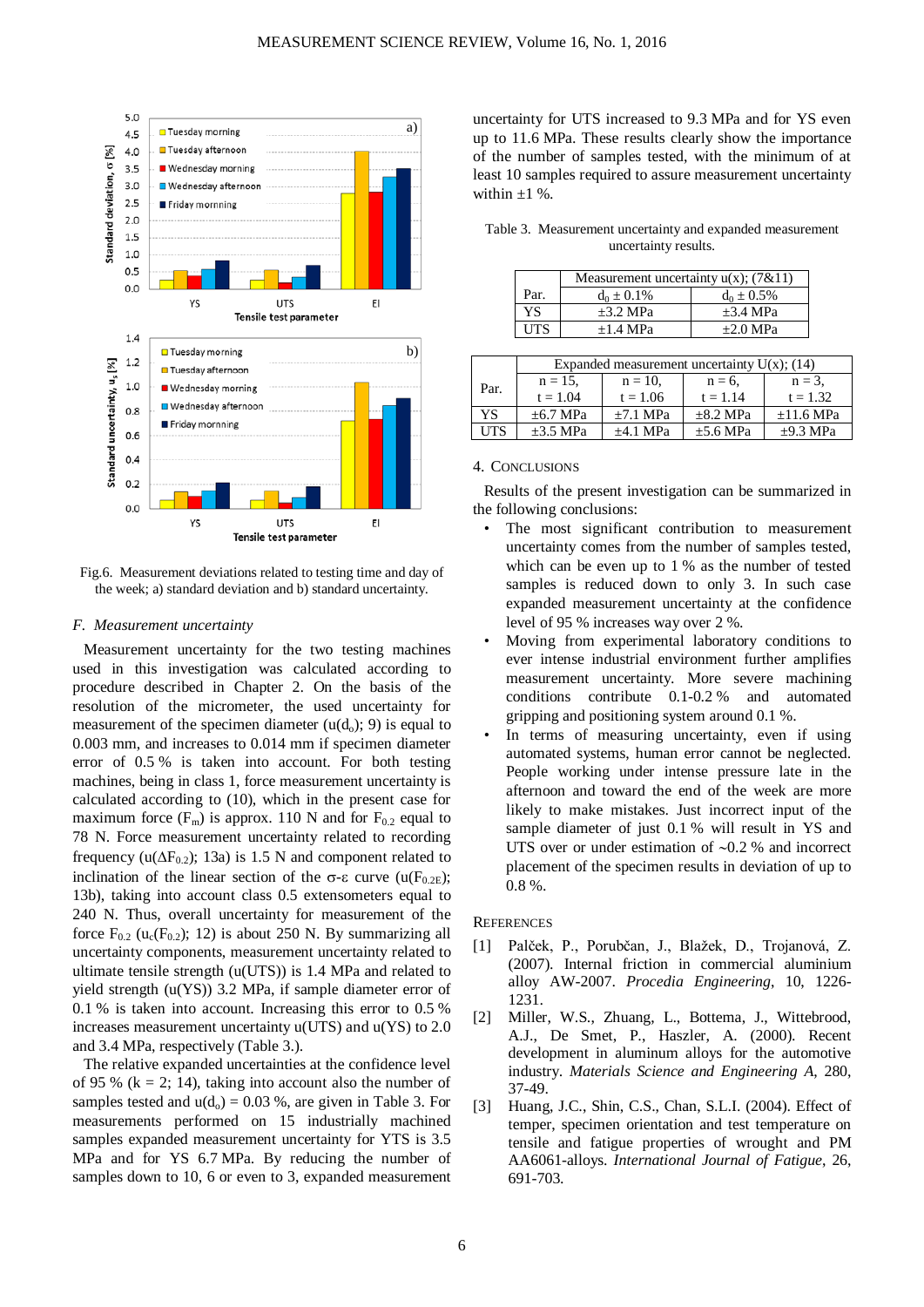Fig.6. Measurement deviations related to testing time and day of the week; a) standard deviation and b) standard uncertainty.

### *F. Measurement uncertainty*

Measurement uncertainty for the two testing machines used in this investigation was calculated according to procedure described in Chapter 2. On the basis of the resolution of the micrometer, the used uncertainty for measurement of the specimen diameter ($u(d_o)$; 9) is equal to 0.003 mm, and increases to 0.014 mm if specimen diameter error of 0.5 % is taken into account. For both testing machines, being in class 1, force measurement uncertainty is calculated according to (10), which in the present case for maximum force ($F_m$) is approx. 110 N and for $F_{0.2}$ equal to 78 N. Force measurement uncertainty related to recording frequency ($u(\Delta F_{0.2})$; 13a) is 1.5 N and component related to inclination of the linear section of the σ-ε curve ($u(F_{0.2E})$; 13b), taking into account class 0.5 extensometers equal to 240 N. Thus, overall uncertainty for measurement of the force $F_{0.2}$ ($u_c(F_{0.2})$; 12) is about 250 N. By summarizing all uncertainty components, measurement uncertainty related to ultimate tensile strength (u(UTS)) is 1.4 MPa and related to yield strength (u(YS)) 3.2 MPa, if sample diameter error of 0.1 % is taken into account. Increasing this error to 0.5 % increases measurement uncertainty u(UTS) and u(YS) to 2.0 and 3.4 MPa, respectively (Table 3.).

The relative expanded uncertainties at the confidence level of 95 % (k = 2; 14), taking into account also the number of samples tested and $u(d_o)$ = 0.03 %, are given in Table 3. For measurements performed on 15 industrially machined samples expanded measurement uncertainty for YTS is 3.5 MPa and for YS 6.7 MPa. By reducing the number of samples down to 10, 6 or even to 3, expanded measurement uncertainty for UTS increased to 9.3 MPa and for YS even up to 11.6 MPa. These results clearly show the importance of the number of samples tested, with the minimum of at least 10 samples required to assure measurement uncertainty within ±1 %.

Table 3. Measurement uncertainty and expanded measurement uncertainty results.

| Par. | Measurement uncertainty u(x); (7&11) | |
|---|---|---|
| | $d_0 \pm 0.1\%$ | $d_0 \pm 0.5\%$ |
| YS | ±3.2 MPa | ±3.4 MPa |
| UTS | ±1.4 MPa | ±2.0 MPa |

| Par. | Expanded measurement uncertainty U(x); (14) | | | |
|---|---|---|---|---|
| | n = 15, t = 1.04 | n = 10, t = 1.06 | n = 6, t = 1.14 | n = 3, t = 1.32 |
| YS | ±6.7 MPa | ±7.1 MPa | ±8.2 MPa | ±11.6 MPa |
| UTS | ±3.5 MPa | ±4.1 MPa | ±5.6 MPa | ±9.3 MPa |

## 4. Conclusions

Results of the present investigation can be summarized in the following conclusions:

- The most significant contribution to measurement uncertainty comes from the number of samples tested, which can be even up to 1 % as the number of tested samples is reduced down to only 3. In such case expanded measurement uncertainty at the confidence level of 95 % increases way over 2 %.
- Moving from experimental laboratory conditions to ever intense industrial environment further amplifies measurement uncertainty. More severe machining conditions contribute 0.1-0.2 % and automated gripping and positioning system around 0.1 %.
- In terms of measuring uncertainty, even if using automated systems, human error cannot be neglected. People working under intense pressure late in the afternoon and toward the end of the week are more likely to make mistakes. Just incorrect input of the sample diameter of just 0.1 % will result in YS and UTS over or under estimation of ~0.2 % and incorrect placement of the specimen results in deviation of up to 0.8 %.

## References

[1] Palček, P., Porubčan, J., Blažek, D., Trojanová, Z. (2007). Internal friction in commercial aluminium alloy AW-2007. *Procedia Engineering*, 10, 1226-1231.

[2] Miller, W.S., Zhuang, L., Bottema, J., Wittebrood, A.J., De Smet, P., Haszler, A. (2000). Recent development in aluminum alloys for the automotive industry. *Materials Science and Engineering A*, 280, 37-49.

[3] Huang, J.C., Shin, C.S., Chan, S.L.I. (2004). Effect of temper, specimen orientation and test temperature on tensile and fatigue properties of wrought and PM AA6061-alloys. *International Journal of Fatigue*, 26, 691-703.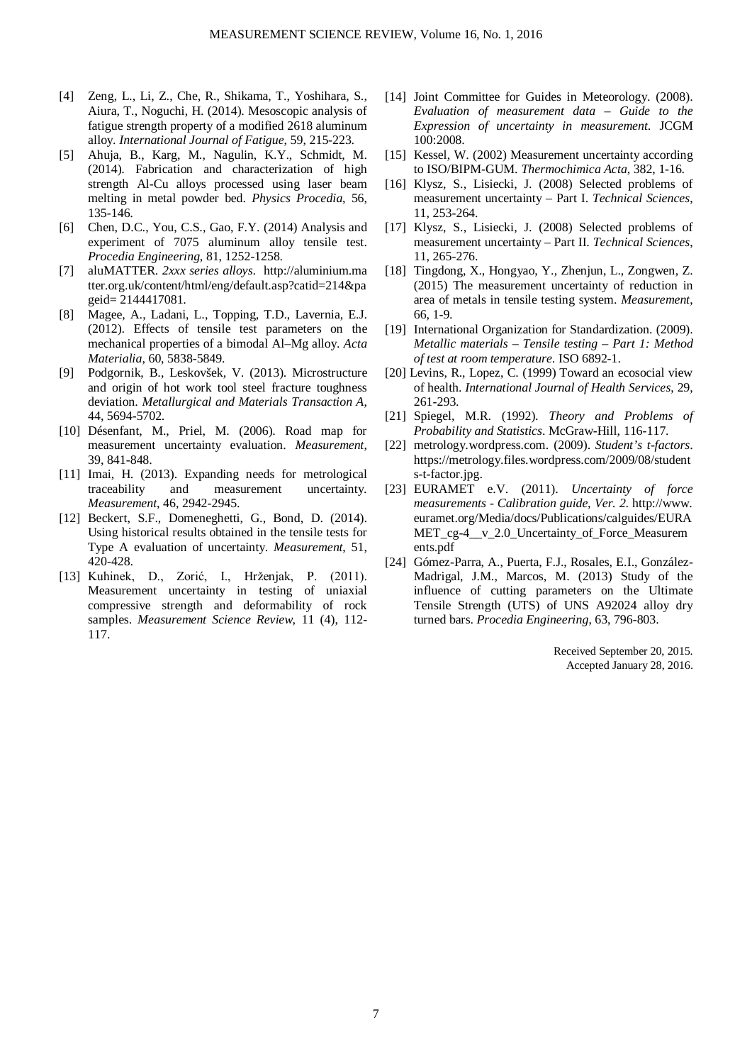[4] Zeng, L., Li, Z., Che, R., Shikama, T., Yoshihara, S., Aiura, T., Noguchi, H. (2014). Mesoscopic analysis of fatigue strength property of a modified 2618 aluminum alloy. *International Journal of Fatigue*, 59, 215-223.

[5] Ahuja, B., Karg, M., Nagulin, K.Y., Schmidt, M. (2014). Fabrication and characterization of high strength Al-Cu alloys processed using laser beam melting in metal powder bed. *Physics Procedia*, 56, 135-146.

[6] Chen, D.C., You, C.S., Gao, F.Y. (2014) Analysis and experiment of 7075 aluminum alloy tensile test. *Procedia Engineering*, 81, 1252-1258.

[7] aluMATTER. *2xxx series alloys*. http://aluminium.matter.org.uk/content/html/eng/default.asp?catid=214&pageid= 2144417081.

[8] Magee, A., Ladani, L., Topping, T.D., Lavernia, E.J. (2012). Effects of tensile test parameters on the mechanical properties of a bimodal Al–Mg alloy. *Acta Materialia*, 60, 5838-5849.

[9] Podgornik, B., Leskovšek, V. (2013). Microstructure and origin of hot work tool steel fracture toughness deviation. *Metallurgical and Materials Transaction A*, 44, 5694-5702.

[10] Désenfant, M., Priel, M. (2006). Road map for measurement uncertainty evaluation. *Measurement*, 39, 841-848.

[11] Imai, H. (2013). Expanding needs for metrological traceability and measurement uncertainty. *Measurement*, 46, 2942-2945.

[12] Beckert, S.F., Domeneghetti, G., Bond, D. (2014). Using historical results obtained in the tensile tests for Type A evaluation of uncertainty. *Measurement*, 51, 420-428.

[13] Kuhinek, D., Zorić, I., Hrženjak, P. (2011). Measurement uncertainty in testing of uniaxial compressive strength and deformability of rock samples. *Measurement Science Review*, 11 (4), 112-117.

[14] Joint Committee for Guides in Meteorology. (2008). *Evaluation of measurement data – Guide to the Expression of uncertainty in measurement*. JCGM 100:2008.

[15] Kessel, W. (2002) Measurement uncertainty according to ISO/BIPM-GUM. *Thermochimica Acta*, 382, 1-16.

[16] Klysz, S., Lisiecki, J. (2008) Selected problems of measurement uncertainty – Part I. *Technical Sciences*, 11, 253-264.

[17] Klysz, S., Lisiecki, J. (2008) Selected problems of measurement uncertainty – Part II. *Technical Sciences*, 11, 265-276.

[18] Tingdong, X., Hongyao, Y., Zhenjun, L., Zongwen, Z. (2015) The measurement uncertainty of reduction in area of metals in tensile testing system. *Measurement*, 66, 1-9.

[19] International Organization for Standardization. (2009). *Metallic materials – Tensile testing – Part 1: Method of test at room temperature*. ISO 6892-1.

[20] Levins, R., Lopez, C. (1999) Toward an ecosocial view of health. *International Journal of Health Services*, 29, 261-293.

[21] Spiegel, M.R. (1992). *Theory and Problems of Probability and Statistics*. McGraw-Hill, 116-117.

[22] metrology.wordpress.com. (2009). *Student's t-factors*. https://metrology.files.wordpress.com/2009/08/students-t-factor.jpg.

[23] EURAMET e.V. (2011). *Uncertainty of force measurements - Calibration guide, Ver. 2.* http://www.euramet.org/Media/docs/Publications/calguides/EURAMET_cg-4__v_2.0_Uncertainty_of_Force_Measurements.pdf

[24] Gómez-Parra, A., Puerta, F.J., Rosales, E.I., González-Madrigal, J.M., Marcos, M. (2013) Study of the influence of cutting parameters on the Ultimate Tensile Strength (UTS) of UNS A92024 alloy dry turned bars. *Procedia Engineering*, 63, 796-803.

Received September 20, 2015.
Accepted January 28, 2016.